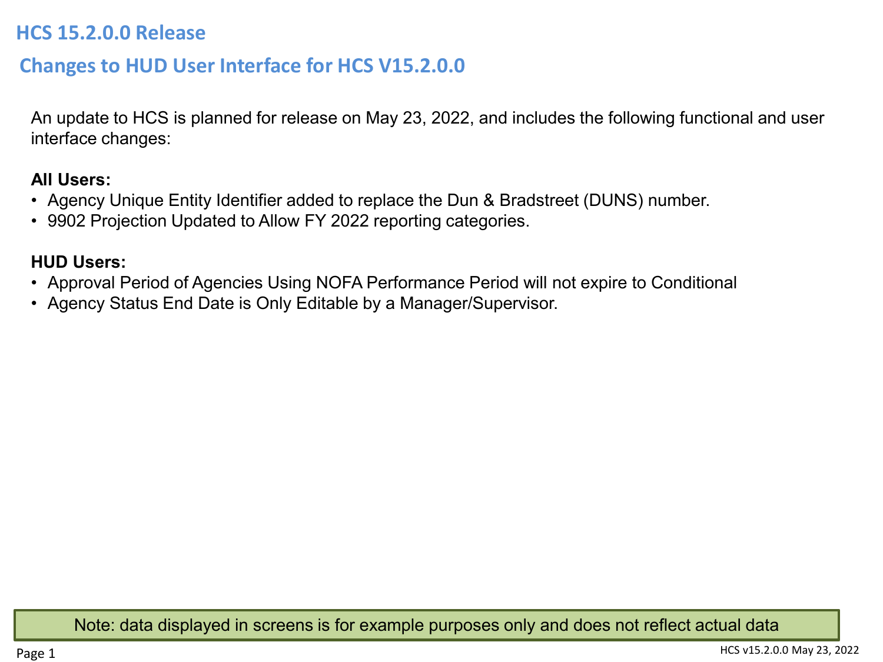# HCS 15.2.0.0 Release

## Changes to HUD User Interface for HCS V15.2.0.0

An update to HCS is planned for release on May 23, 2022, and includes the following functional and user interface changes:

**All Users:**

- Agency Unique Entity Identifier added to replace the Dun & Bradstreet (DUNS) number.
- 9902 Projection Updated to Allow FY 2022 reporting categories.

**HUD Users:**

- Approval Period of Agencies Using NOFA Performance Period will not expire to Conditional
- Agency Status End Date is Only Editable by a Manager/Supervisor.

Note: data displayed in screens is for example purposes only and does not reflect actual data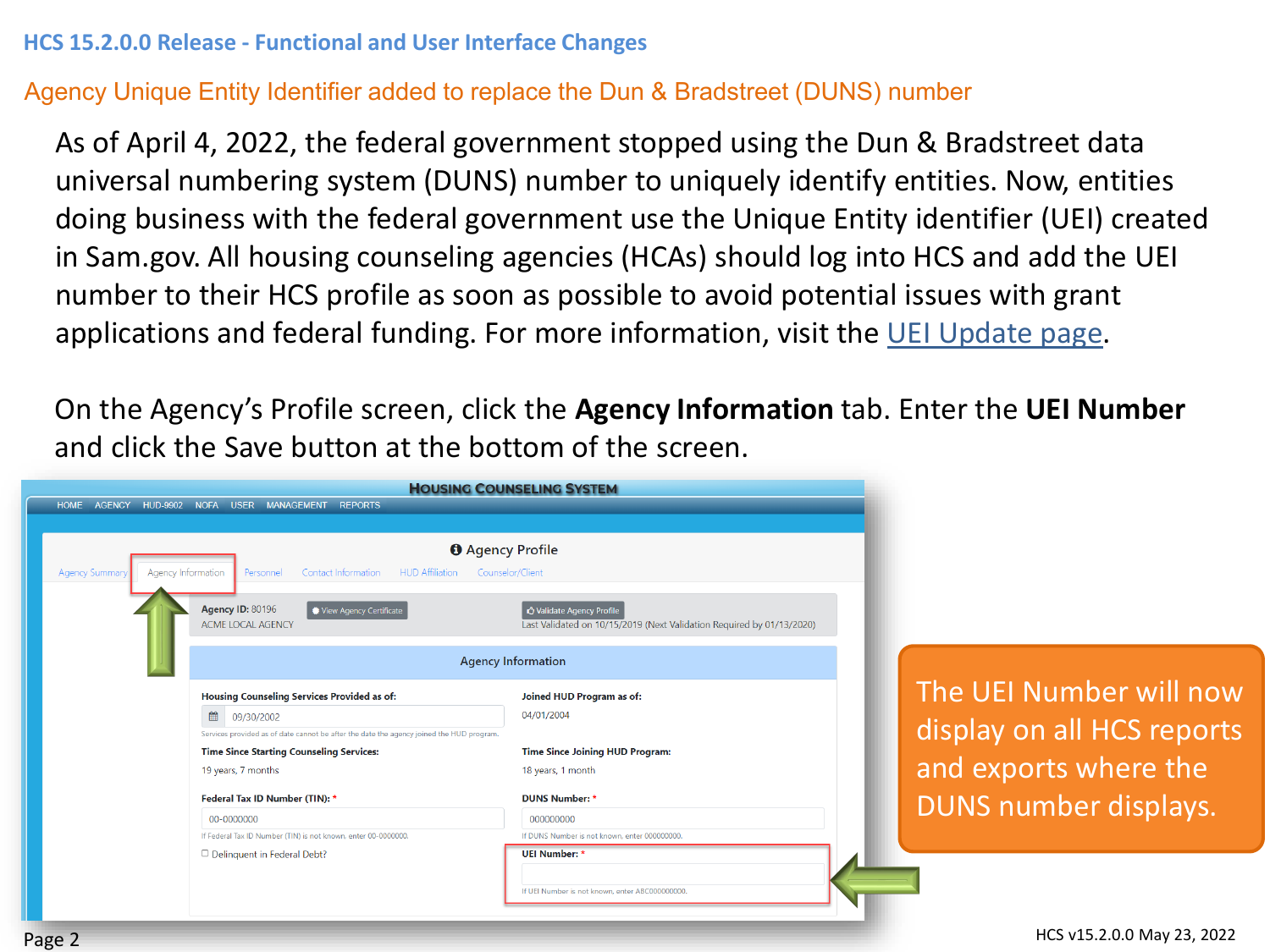# HCS 15.2.0.0 Release - Functional and User Interface Changes

## Agency Unique Entity Identifier added to replace the Dun & Bradstreet (DUNS) number

As of April 4, 2022, the federal government stopped using the Dun & Bradstreet data universal numbering system (DUNS) number to uniquely identify entities. Now, entities doing business with the federal government use the Unique Entity identifier (UEI) created in Sam.gov. All housing counseling agencies (HCAs) should log into HCS and add the UEI number to their HCS profile as soon as possible to avoid potential issues with grant applications and federal funding. For more information, visit the UEI Update page.

On the Agency's Profile screen, click the **Agency Information** tab. Enter the **UEI Number** and click the Save button at the bottom of the screen.

The UEI Number will now display on all HCS reports and exports where the DUNS number displays.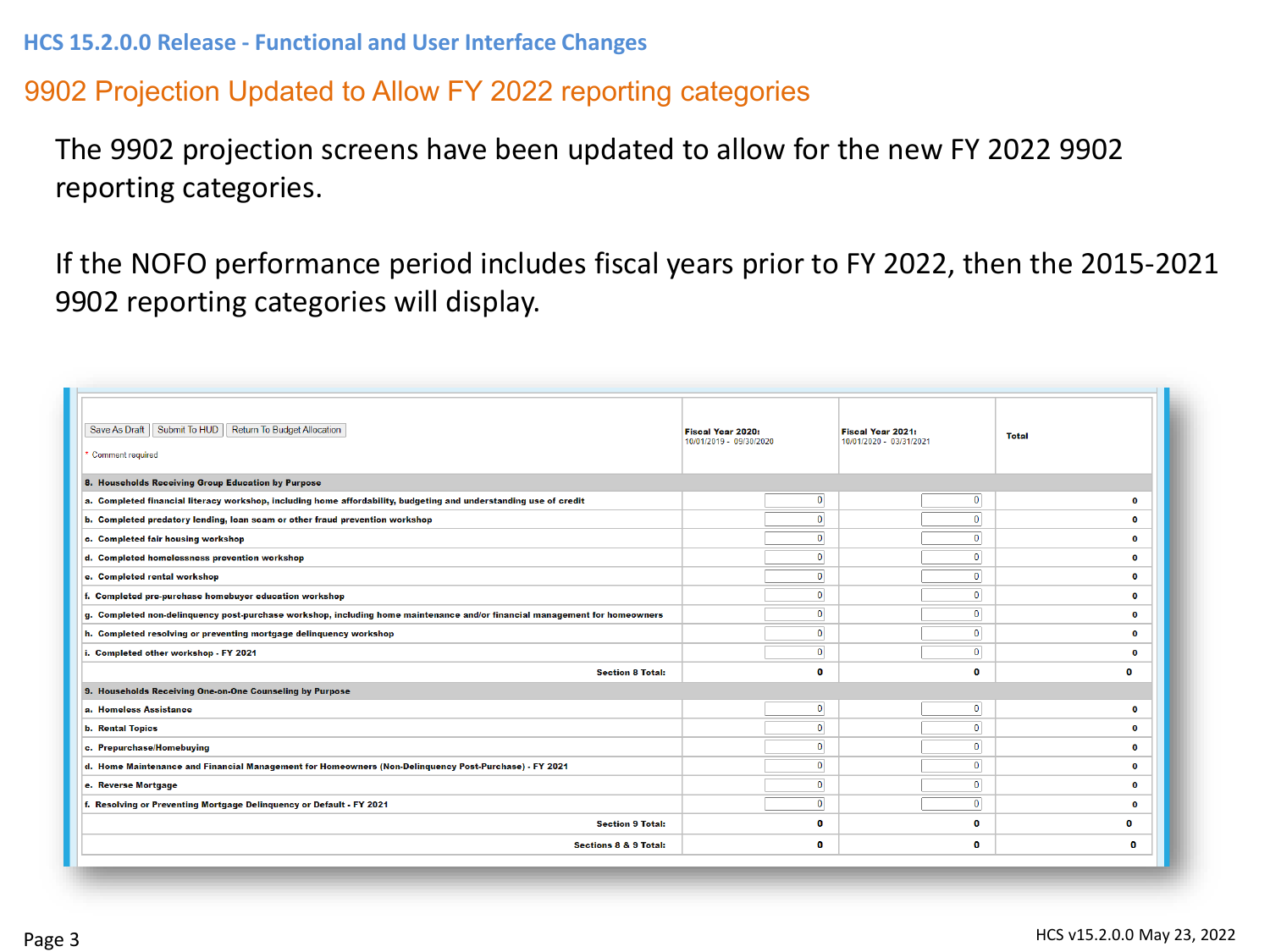## HCS 15.2.0.0 Release - Functional and User Interface Changes

### 9902 Projection Updated to Allow FY 2022 reporting categories

The 9902 projection screens have been updated to allow for the new FY 2022 9902 reporting categories.

If the NOFO performance period includes fiscal years prior to FY 2022, then the 2015-2021 9902 reporting categories will display.

| Save As Draft / Submit To HUD / Return To Budget Allocation<br>* Comment required | Fiscal Year 2020:<br>10/01/2019 - 09/30/2020 | Fiscal Year 2021:<br>10/01/2020 - 03/31/2021 | Total |
|---|---|---|---|
| **8. Households Receiving Group Education by Purpose** | | | |
| a. Completed financial literacy workshop, including home affordability, budgeting and understanding use of credit | 0 | 0 | 0 |
| b. Completed predatory lending, loan scam or other fraud prevention workshop | 0 | 0 | 0 |
| c. Completed fair housing workshop | 0 | 0 | 0 |
| d. Completed homelessness prevention workshop | 0 | 0 | 0 |
| e. Completed rental workshop | 0 | 0 | 0 |
| f. Completed pre-purchase homebuyer education workshop | 0 | 0 | 0 |
| g. Completed non-delinquency post-purchase workshop, including home maintenance and/or financial management for homeowners | 0 | 0 | 0 |
| h. Completed resolving or preventing mortgage delinquency workshop | 0 | 0 | 0 |
| i. Completed other workshop - FY 2021 | 0 | 0 | 0 |
| Section 8 Total: | 0 | 0 | 0 |
| **9. Households Receiving One-on-One Counseling by Purpose** | | | |
| a. Homeless Assistance | 0 | 0 | 0 |
| b. Rental Topics | 0 | 0 | 0 |
| c. Prepurchase/Homebuying | 0 | 0 | 0 |
| d. Home Maintenance and Financial Management for Homeowners (Non-Delinquency Post-Purchase) - FY 2021 | 0 | 0 | 0 |
| e. Reverse Mortgage | 0 | 0 | 0 |
| f. Resolving or Preventing Mortgage Delinquency or Default - FY 2021 | 0 | 0 | 0 |
| Section 9 Total: | 0 | 0 | 0 |
| Sections 8 & 9 Total: | 0 | 0 | 0 |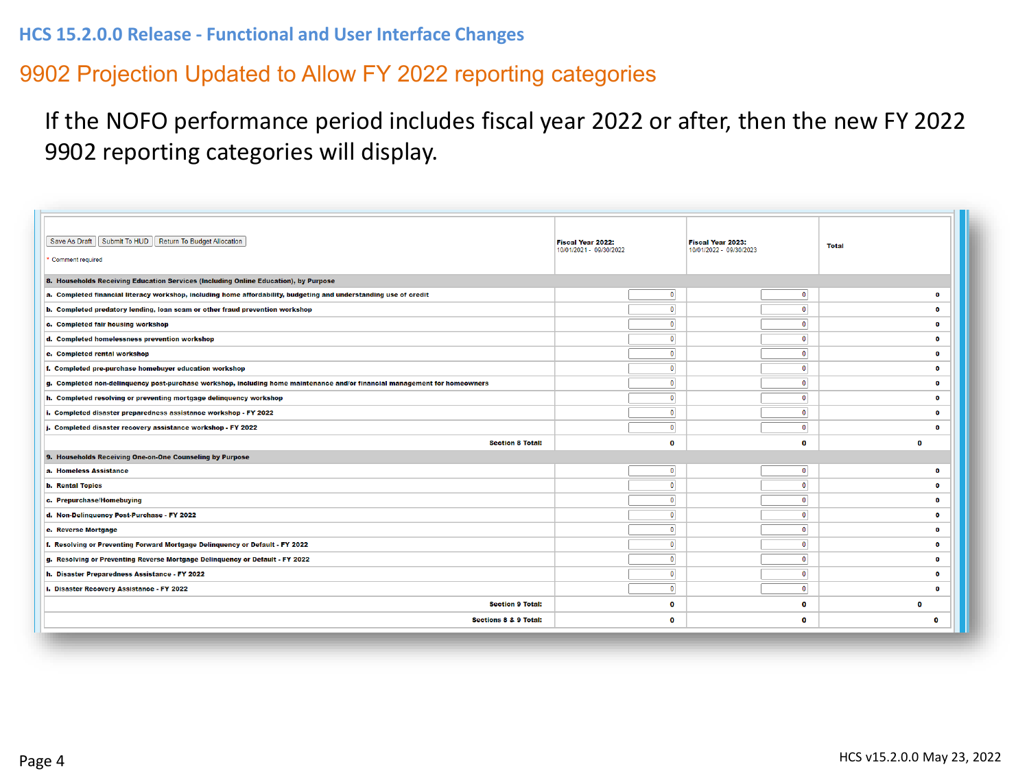## HCS 15.2.0.0 Release - Functional and User Interface Changes

### 9902 Projection Updated to Allow FY 2022 reporting categories

If the NOFO performance period includes fiscal year 2022 or after, then the new FY 2022 9902 reporting categories will display.

| Save As Draft / Submit To HUD / Return To Budget Allocation<br>* Comment required | Fiscal Year 2022: 10/01/2021 - 09/30/2022 | Fiscal Year 2023: 10/01/2022 - 09/30/2023 | Total |
|---|---|---|---|
| **8. Households Receiving Education Services (Including Online Education), by Purpose** | | | |
| a. Completed financial literacy workshop, including home affordability, budgeting and understanding use of credit | 0 | 0 | 0 |
| b. Completed predatory lending, loan scam or other fraud prevention workshop | 0 | 0 | 0 |
| c. Completed fair housing workshop | 0 | 0 | 0 |
| d. Completed homelessness prevention workshop | 0 | 0 | 0 |
| e. Completed rental workshop | 0 | 0 | 0 |
| f. Completed pre-purchase homebuyer education workshop | 0 | 0 | 0 |
| g. Completed non-delinquency post-purchase workshop, including home maintenance and/or financial management for homeowners | 0 | 0 | 0 |
| h. Completed resolving or preventing mortgage delinquency workshop | 0 | 0 | 0 |
| i. Completed disaster preparedness assistance workshop - FY 2022 | 0 | 0 | 0 |
| j. Completed disaster recovery assistance workshop - FY 2022 | 0 | 0 | 0 |
| **Section 8 Total:** | 0 | 0 | 0 |
| **9. Households Receiving One-on-One Counseling by Purpose** | | | |
| a. Homeless Assistance | 0 | 0 | 0 |
| b. Rental Topics | 0 | 0 | 0 |
| c. Prepurchase/Homebuying | 0 | 0 | 0 |
| d. Non-Delinquency Post-Purchase - FY 2022 | 0 | 0 | 0 |
| e. Reverse Mortgage | 0 | 0 | 0 |
| f. Resolving or Preventing Forward Mortgage Delinquency or Default - FY 2022 | 0 | 0 | 0 |
| g. Resolving or Preventing Reverse Mortgage Delinquency or Default - FY 2022 | 0 | 0 | 0 |
| h. Disaster Preparedness Assistance - FY 2022 | 0 | 0 | 0 |
| i. Disaster Recovery Assistance - FY 2022 | 0 | 0 | 0 |
| **Section 9 Total:** | 0 | 0 | 0 |
| **Sections 8 & 9 Total:** | 0 | 0 | 0 |

HCS v15.2.0.0 May 23, 2022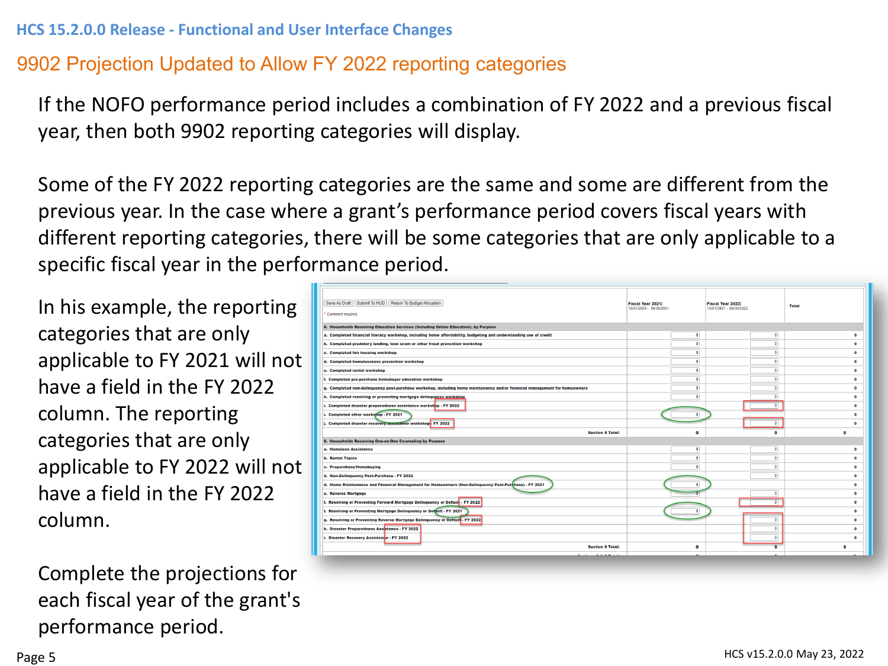# HCS 15.2.0.0 Release - Functional and User Interface Changes

## 9902 Projection Updated to Allow FY 2022 reporting categories

If the NOFO performance period includes a combination of FY 2022 and a previous fiscal year, then both 9902 reporting categories will display.

Some of the FY 2022 reporting categories are the same and some are different from the previous year. In the case where a grant's performance period covers fiscal years with different reporting categories, there will be some categories that are only applicable to a specific fiscal year in the performance period.

In his example, the reporting categories that are only applicable to FY 2021 will not have a field in the FY 2022 column. The reporting categories that are only applicable to FY 2022 will not have a field in the FY 2022 column.

| Save As Draft / Submit To HUD / Return To Budget Allocation<br>* Comment required | Fiscal Year 2021:<br>10/01/2020 - 09/30/2021 | Fiscal Year 2022:<br>10/01/2021 - 09/30/2022 | Total |
|---|---|---|---|
| **8. Households Receiving Education Services (Including Online Education), by Purpose** | | | |
| a. Completed financial literacy workshop, including home affordability, budgeting and understanding use of credit | 0 | 0 | 0 |
| b. Completed predatory lending, loan scam or other fraud prevention workshop | 0 | 0 | 0 |
| c. Completed fair housing workshop | 0 | 0 | 0 |
| d. Completed homelessness prevention workshop | 0 | 0 | 0 |
| e. Completed rental workshop | 0 | 0 | 0 |
| f. Completed pre-purchase homebuyer education workshop | 0 | 0 | 0 |
| g. Completed non-delinquency post-purchase workshop, including home maintenance and/or financial management for homeowners | 0 | 0 | 0 |
| h. Completed resolving or preventing mortgage delinquency workshop | 0 | 0 | 0 |
| i. Completed disaster preparedness assistance workshop - FY 2022 | | 0 | 0 |
| i. Completed other workshop - FY 2021 | 0 | | 0 |
| j. Completed disaster recovery assistance workshop - FY 2022 | | 0 | 0 |
| Section 8 Total: | 0 | 0 | 0 |
| **9. Households Receiving One-on-One Counseling by Purpose** | | | |
| a. Homeless Assistance | 0 | 0 | 0 |
| b. Rental Topics | 0 | 0 | 0 |
| c. Prepurchase/Homebuying | 0 | 0 | 0 |
| d. Non-Delinquency Post-Purchase - FY 2022 | 0 | 0 | 0 |
| d. Home Maintenance and Financial Management for Homeowners (Non-Delinquency Post-Purchase) - FY 2021 | 0 | | 0 |
| e. Reverse Mortgage | 0 | 0 | 0 |
| f. Resolving or Preventing Forward Mortgage Delinquency or Default - FY 2022 | | 0 | 0 |
| f. Resolving or Preventing Mortgage Delinquency or Default - FY 2021 | 0 | | 0 |
| g. Resolving or Preventing Reverse Mortgage Delinquency or Default - FY 2022 | | 0 | 0 |
| h. Disaster Preparedness Assistance - FY 2022 | | 0 | 0 |
| i. Disaster Recovery Assistance - FY 2022 | | 0 | 0 |
| Section 9 Total: | 0 | 0 | 0 |

Complete the projections for each fiscal year of the grant's performance period.

HCS v15.2.0.0 May 23, 2022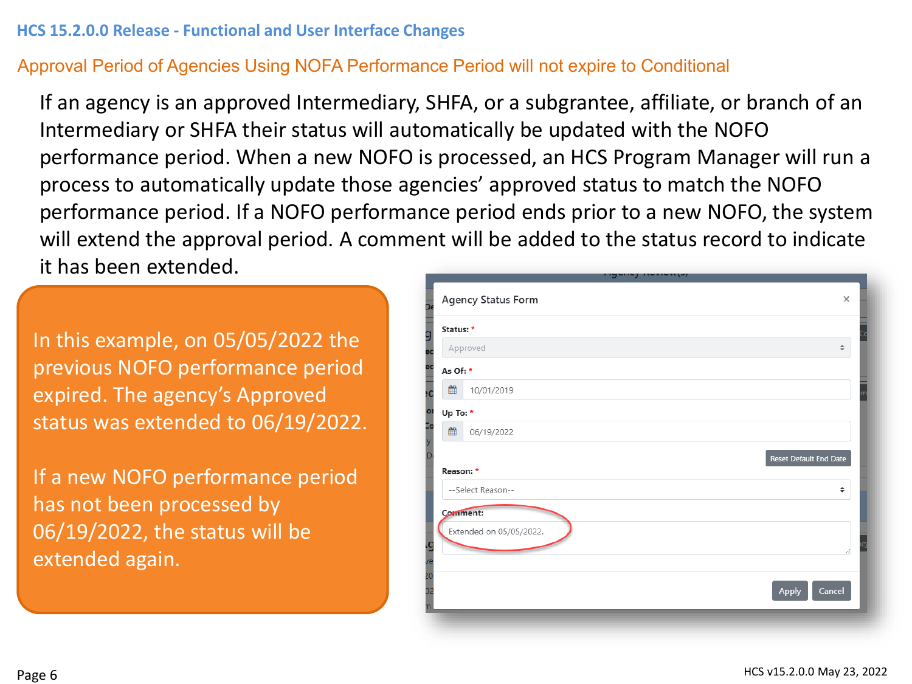## HCS 15.2.0.0 Release - Functional and User Interface Changes

### Approval Period of Agencies Using NOFA Performance Period will not expire to Conditional

If an agency is an approved Intermediary, SHFA, or a subgrantee, affiliate, or branch of an Intermediary or SHFA their status will automatically be updated with the NOFO performance period. When a new NOFO is processed, an HCS Program Manager will run a process to automatically update those agencies' approved status to match the NOFO performance period. If a NOFO performance period ends prior to a new NOFO, the system will extend the approval period. A comment will be added to the status record to indicate it has been extended.

In this example, on 05/05/2022 the previous NOFO performance period expired. The agency's Approved status was extended to 06/19/2022.

If a new NOFO performance period has not been processed by 06/19/2022, the status will be extended again.

**Agency Status Form**

- Status: * Approved
- As Of: * 10/01/2019
- Up To: * 06/19/2022
- Reset Default End Date
- Reason: * --Select Reason--
- Comment: Extended on 05/05/2022.
- Apply | Cancel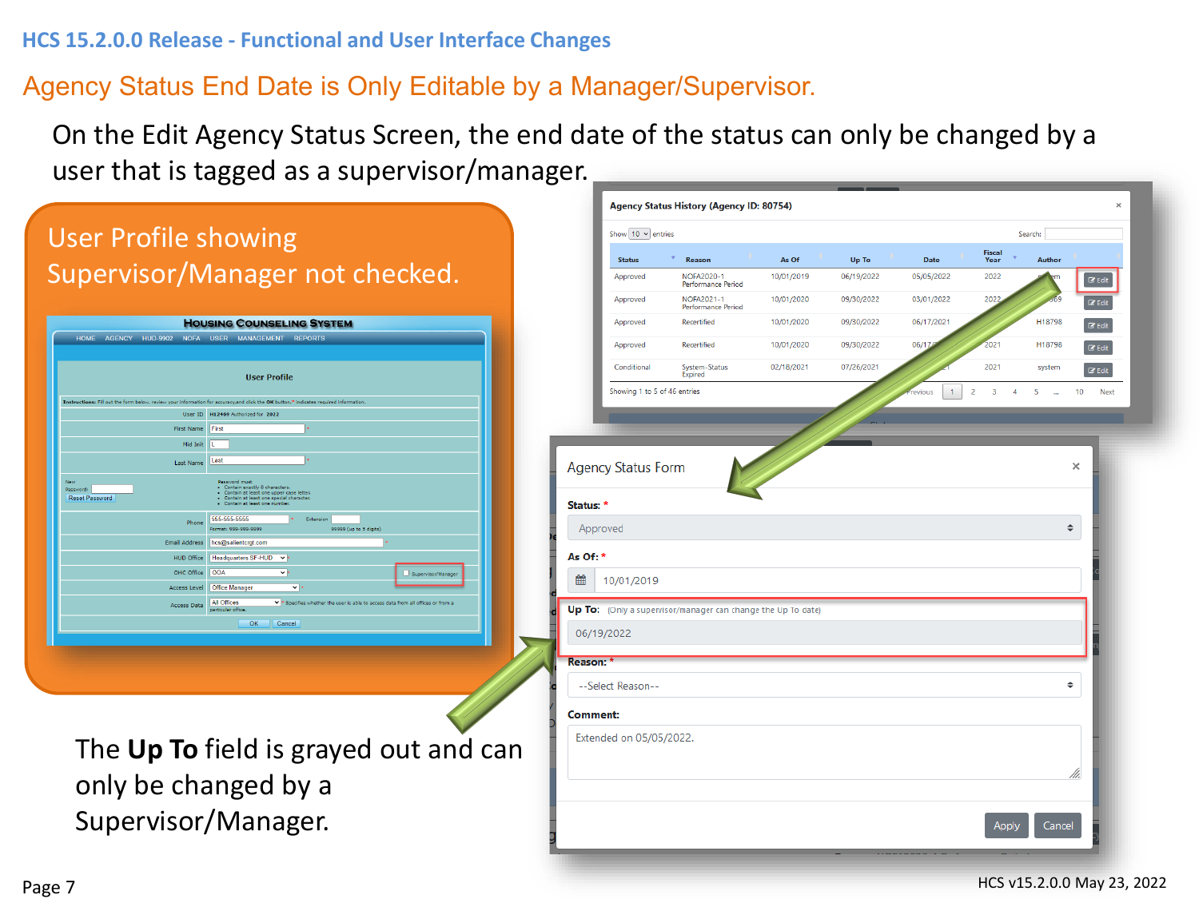# HCS 15.2.0.0 Release - Functional and User Interface Changes

## Agency Status End Date is Only Editable by a Manager/Supervisor.

On the Edit Agency Status Screen, the end date of the status can only be changed by a user that is tagged as a supervisor/manager.

User Profile showing Supervisor/Manager not checked.

The **Up To** field is grayed out and can only be changed by a Supervisor/Manager.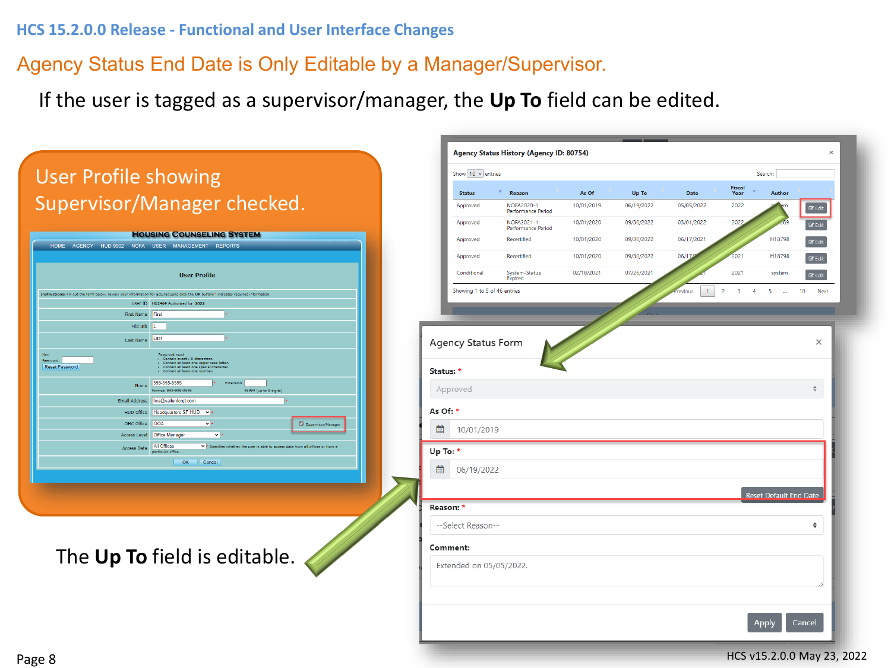## Agency Status End Date is Only Editable by a Manager/Supervisor.

If the user is tagged as a supervisor/manager, the **Up To** field can be edited.

User Profile showing Supervisor/Manager checked.

The **Up To** field is editable.